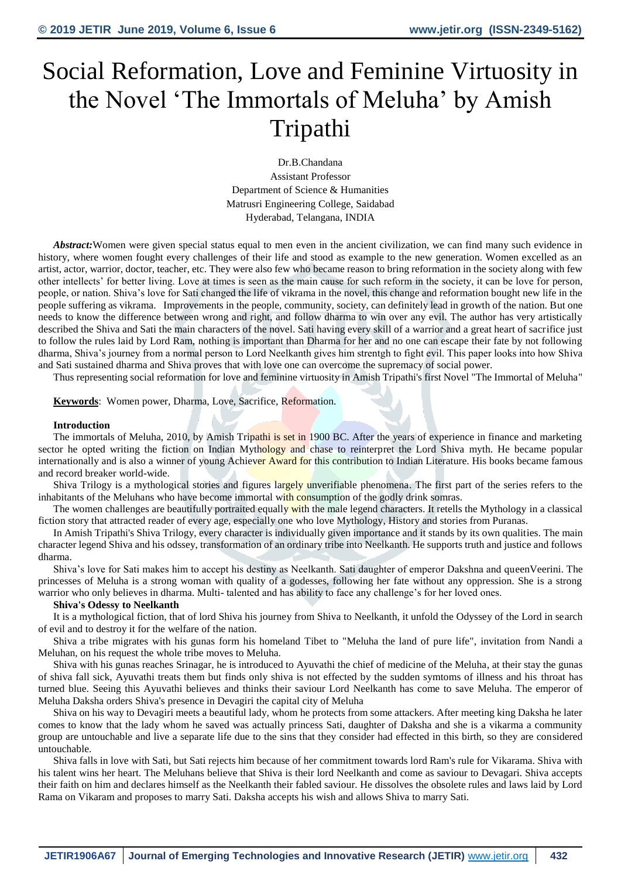# Social Reformation, Love and Feminine Virtuosity in the Novel 'The Immortals of Meluha' by Amish Tripathi

Dr.B.Chandana
Assistant Professor
Department of Science & Humanities
Matrusri Engineering College, Saidabad
Hyderabad, Telangana, INDIA

***Abstract:***Women were given special status equal to men even in the ancient civilization, we can find many such evidence in history, where women fought every challenges of their life and stood as example to the new generation. Women excelled as an artist, actor, warrior, doctor, teacher, etc. They were also few who became reason to bring reformation in the society along with few other intellects' for better living. Love at times is seen as the main cause for such reform in the society, it can be love for person, people, or nation. Shiva's love for Sati changed the life of vikrama in the novel, this change and reformation bought new life in the people suffering as vikrama. Improvements in the people, community, society, can definitely lead in growth of the nation. But one needs to know the difference between wrong and right, and follow dharma to win over any evil. The author has very artistically described the Shiva and Sati the main characters of the novel. Sati having every skill of a warrior and a great heart of sacrifice just to follow the rules laid by Lord Ram, nothing is important than Dharma for her and no one can escape their fate by not following dharma, Shiva's journey from a normal person to Lord Neelkanth gives him strentgh to fight evil. This paper looks into how Shiva and Sati sustained dharma and Shiva proves that with love one can overcome the supremacy of social power.

Thus representing social reformation for love and feminine virtuosity in Amish Tripathi's first Novel "The Immortal of Meluha"

**Keywords**: Women power, Dharma, Love, Sacrifice, Reformation.

### Introduction

The immortals of Meluha, 2010, by Amish Tripathi is set in 1900 BC. After the years of experience in finance and marketing sector he opted writing the fiction on Indian Mythology and chase to reinterpret the Lord Shiva myth. He became popular internationally and is also a winner of young Achiever Award for this contribution to Indian Literature. His books became famous and record breaker world-wide.

Shiva Trilogy is a mythological stories and figures largely unverifiable phenomena. The first part of the series refers to the inhabitants of the Meluhans who have become immortal with consumption of the godly drink somras.

The women challenges are beautifully portraited equally with the male legend characters. It retells the Mythology in a classical fiction story that attracted reader of every age, especially one who love Mythology, History and stories from Puranas.

In Amish Tripathi's Shiva Trilogy, every character is individually given importance and it stands by its own qualities. The main character legend Shiva and his odssey, transformation of an ordinary tribe into Neelkanth. He supports truth and justice and follows dharma.

Shiva's love for Sati makes him to accept his destiny as Neelkanth. Sati daughter of emperor Dakshna and queenVeerini. The princesses of Meluha is a strong woman with quality of a godesses, following her fate without any oppression. She is a strong warrior who only believes in dharma. Multi- talented and has ability to face any challenge's for her loved ones.

### Shiva's Odessy to Neelkanth

It is a mythological fiction, that of lord Shiva his journey from Shiva to Neelkanth, it unfold the Odyssey of the Lord in search of evil and to destroy it for the welfare of the nation.

Shiva a tribe migrates with his gunas form his homeland Tibet to "Meluha the land of pure life", invitation from Nandi a Meluhan, on his request the whole tribe moves to Meluha.

Shiva with his gunas reaches Srinagar, he is introduced to Ayuvathi the chief of medicine of the Meluha, at their stay the gunas of shiva fall sick, Ayuvathi treats them but finds only shiva is not effected by the sudden symtoms of illness and his throat has turned blue. Seeing this Ayuvathi believes and thinks their saviour Lord Neelkanth has come to save Meluha. The emperor of Meluha Daksha orders Shiva's presence in Devagiri the capital city of Meluha

Shiva on his way to Devagiri meets a beautiful lady, whom he protects from some attackers. After meeting king Daksha he later comes to know that the lady whom he saved was actually princess Sati, daughter of Daksha and she is a vikarma a community group are untouchable and live a separate life due to the sins that they consider had effected in this birth, so they are considered untouchable.

Shiva falls in love with Sati, but Sati rejects him because of her commitment towards lord Ram's rule for Vikarama. Shiva with his talent wins her heart. The Meluhans believe that Shiva is their lord Neelkanth and come as saviour to Devagari. Shiva accepts their faith on him and declares himself as the Neelkanth their fabled saviour. He dissolves the obsolete rules and laws laid by Lord Rama on Vikaram and proposes to marry Sati. Daksha accepts his wish and allows Shiva to marry Sati.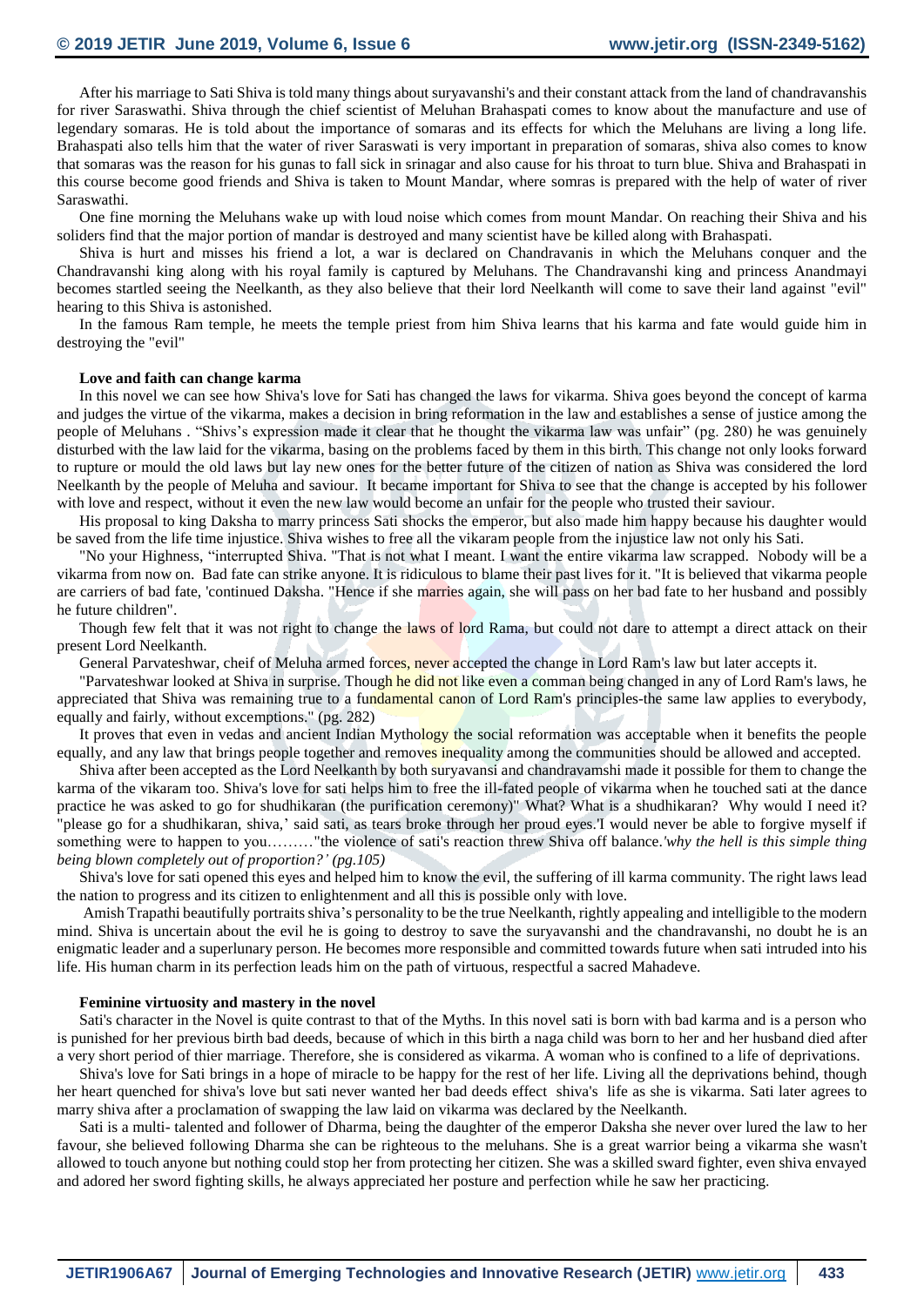After his marriage to Sati Shiva is told many things about suryavanshi's and their constant attack from the land of chandravanshis for river Saraswati. Shiva through the chief scientist of Meluhan Brahaspati comes to know about the manufacture and use of legendary somaras. He is told about the importance of somaras and its effects for which the Meluhans are living a long life. Brahaspati also tells him that the water of river Saraswati is very important in preparation of somaras, shiva also comes to know that somaras was the reason for his gunas to fall sick in srinagar and also cause for his throat to turn blue. Shiva and Brahaspati in this course become good friends and Shiva is taken to Mount Mandar, where somras is prepared with the help of water of river Saraswathi.

One fine morning the Meluhans wake up with loud noise which comes from mount Mandar. On reaching their Shiva and his soliders find that the major portion of mandar is destroyed and many scientist have be killed along with Brahaspati.

Shiva is hurt and misses his friend a lot, a war is declared on Chandravanis in which the Meluhans conquer and the Chandravanshi king along with his royal family is captured by Meluhans. The Chandravanshi king and princess Anandmayi becomes startled seeing the Neelkanth, as they also believe that their lord Neelkanth will come to save their land against "evil" hearing to this Shiva is astonished.

In the famous Ram temple, he meets the temple priest from him Shiva learns that his karma and fate would guide him in destroying the "evil"

**Love and faith can change karma**

In this novel we can see how Shiva's love for Sati has changed the laws for vikarma. Shiva goes beyond the concept of karma and judges the virtue of the vikarma, makes a decision in bring reformation in the law and establishes a sense of justice among the people of Meluhans . "Shivs's expression made it clear that he thought the vikarma law was unfair" (pg. 280) he was genuinely disturbed with the law laid for the vikarma, basing on the problems faced by them in this birth. This change not only looks forward to rupture or mould the old laws but lay new ones for the better future of the citizen of nation as Shiva was considered the lord Neelkanth by the people of Meluha and saviour. It became important for Shiva to see that the change is accepted by his follower with love and respect, without it even the new law would become an unfair for the people who trusted their saviour.

His proposal to king Daksha to marry princess Sati shocks the emperor, but also made him happy because his daughter would be saved from the life time injustice. Shiva wishes to free all the vikaram people from the injustice law not only his Sati.

"No your Highness, "interrupted Shiva. "That is not what I meant. I want the entire vikarma law scrapped. Nobody will be a vikarma from now on. Bad fate can strike anyone. It is ridiculous to blame their past lives for it. "It is believed that vikarma people are carriers of bad fate, 'continued Daksha. "Hence if she marries again, she will pass on her bad fate to her husband and possibly he future children".

Though few felt that it was not right to change the laws of lord Rama, but could not dare to attempt a direct attack on their present Lord Neelkanth.

General Parvateshwar, cheif of Meluha armed forces, never accepted the change in Lord Ram's law but later accepts it.

"Parvateshwar looked at Shiva in surprise. Though he did not like even a comman being changed in any of Lord Ram's laws, he appreciated that Shiva was remaining true to a fundamental canon of Lord Ram's principles-the same law applies to everybody, equally and fairly, without excemptions." (pg. 282)

It proves that even in vedas and ancient Indian Mythology the social reformation was acceptable when it benefits the people equally, and any law that brings people together and removes inequality among the communities should be allowed and accepted.

Shiva after been accepted as the Lord Neelkanth by both suryavansi and chandravamshi made it possible for them to change the karma of the vikaram too. Shiva's love for sati helps him to free the ill-fated people of vikarma when he touched sati at the dance practice he was asked to go for shudhikaran (the purification ceremony)" What? What is a shudhikaran? Why would I need it? "please go for a shudhikaran, shiva,' said sati, as tears broke through her proud eyes.'I would never be able to forgive myself if something were to happen to you………"the violence of sati's reaction threw Shiva off balance.*'why the hell is this simple thing being blown completely out of proportion?' (pg.105)*

Shiva's love for sati opened this eyes and helped him to know the evil, the suffering of ill karma community. The right laws lead the nation to progress and its citizen to enlightenment and all this is possible only with love.

Amish Trapathi beautifully portraits shiva's personality to be the true Neelkanth, rightly appealing and intelligible to the modern mind. Shiva is uncertain about the evil he is going to destroy to save the suryavanshi and the chandravanshi, no doubt he is an enigmatic leader and a superlunary person. He becomes more responsible and committed towards future when sati intruded into his life. His human charm in its perfection leads him on the path of virtuous, respectful a sacred Mahadeve.

**Feminine virtuosity and mastery in the novel**

Sati's character in the Novel is quite contrast to that of the Myths. In this novel sati is born with bad karma and is a person who is punished for her previous birth bad deeds, because of which in this birth a naga child was born to her and her husband died after a very short period of thier marriage. Therefore, she is considered as vikarma. A woman who is confined to a life of deprivations.

Shiva's love for Sati brings in a hope of miracle to be happy for the rest of her life. Living all the deprivations behind, though her heart quenched for shiva's love but sati never wanted her bad deeds effect shiva's life as she is vikarma. Sati later agrees to marry shiva after a proclamation of swapping the law laid on vikarma was declared by the Neelkanth.

Sati is a multi- talented and follower of Dharma, being the daughter of the emperor Daksha she never over lured the law to her favour, she believed following Dharma she can be righteous to the meluhans. She is a great warrior being a vikarma she wasn't allowed to touch anyone but nothing could stop her from protecting her citizen. She was a skilled sward fighter, even shiva envayed and adored her sword fighting skills, he always appreciated her posture and perfection while he saw her practicing.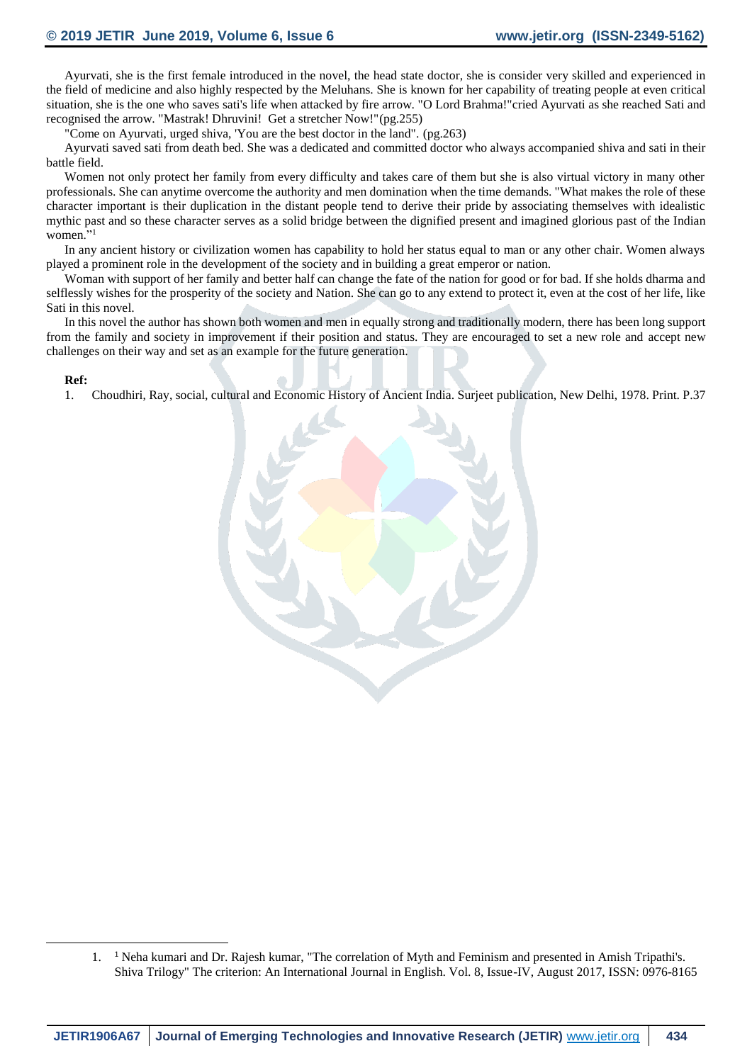Ayurvati, she is the first female introduced in the novel, the head state doctor, she is consider very skilled and experienced in the field of medicine and also highly respected by the Meluhans. She is known for her capability of treating people at even critical situation, she is the one who saves sati's life when attacked by fire arrow. "O Lord Brahma!"cried Ayurvati as she reached Sati and recognised the arrow. "Mastrak! Dhruvini! Get a stretcher Now!"(pg.255)

"Come on Ayurvati, urged shiva, 'You are the best doctor in the land". (pg.263)

Ayurvati saved sati from death bed. She was a dedicated and committed doctor who always accompanied shiva and sati in their battle field.

Women not only protect her family from every difficulty and takes care of them but she is also virtual victory in many other professionals. She can anytime overcome the authority and men domination when the time demands. "What makes the role of these character important is their duplication in the distant people tend to derive their pride by associating themselves with idealistic mythic past and so these character serves as a solid bridge between the dignified present and imagined glorious past of the Indian women."[1]

In any ancient history or civilization women has capability to hold her status equal to man or any other chair. Women always played a prominent role in the development of the society and in building a great emperor or nation.

Woman with support of her family and better half can change the fate of the nation for good or for bad. If she holds dharma and selflessly wishes for the prosperity of the society and Nation. She can go to any extend to protect it, even at the cost of her life, like Sati in this novel.

In this novel the author has shown both women and men in equally strong and traditionally modern, there has been long support from the family and society in improvement if their position and status. They are encouraged to set a new role and accept new challenges on their way and set as an example for the future generation.

**Ref:**

1. Choudhiri, Ray, social, cultural and Economic History of Ancient India. Surjeet publication, New Delhi, 1978. Print. P.37

---

1. [1] Neha kumari and Dr. Rajesh kumar, "The correlation of Myth and Feminism and presented in Amish Tripathi's. Shiva Trilogy" The criterion: An International Journal in English. Vol. 8, Issue-IV, August 2017, ISSN: 0976-8165